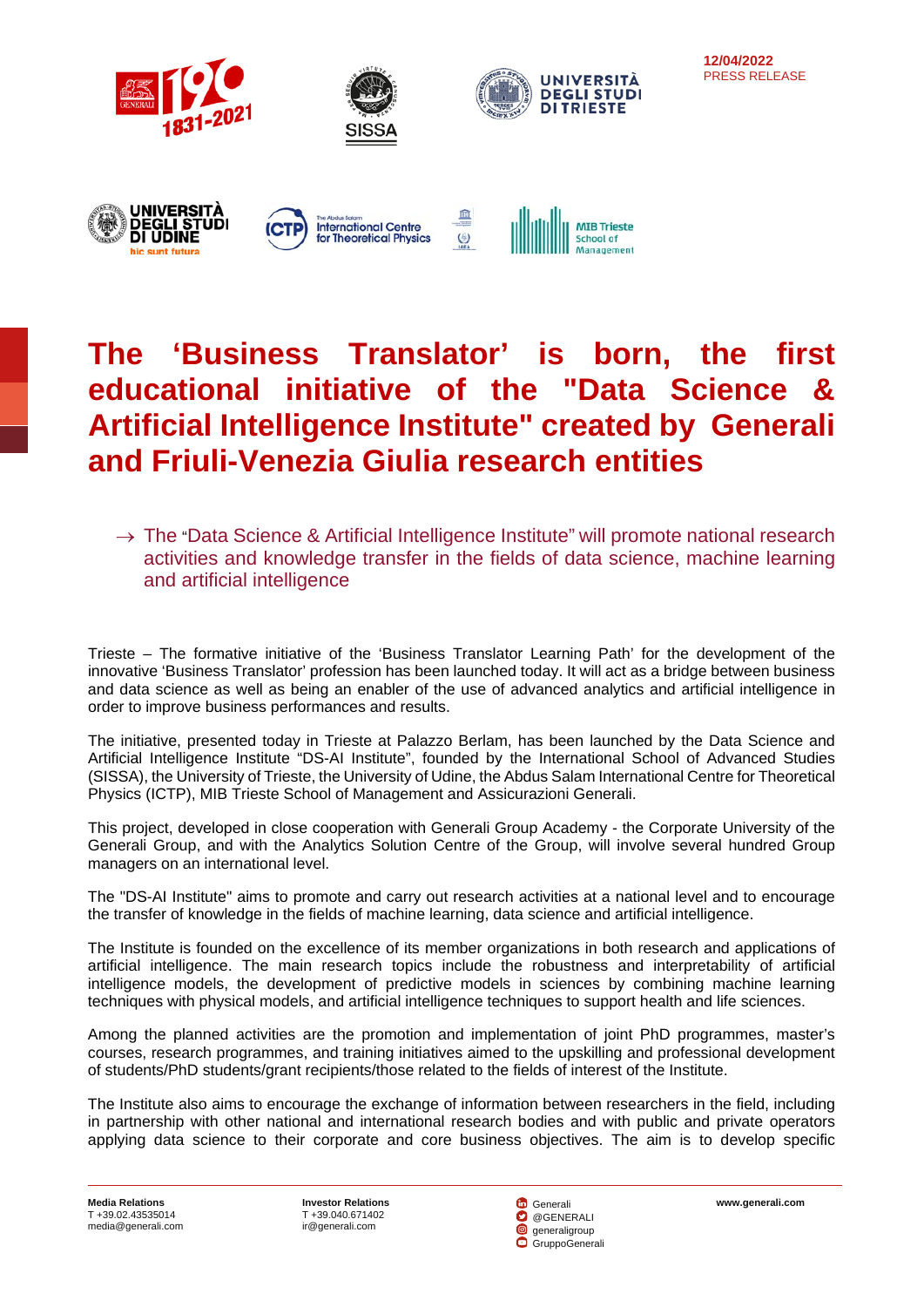12/04/2022
PRESS RELEASE

# The 'Business Translator' is born, the first educational initiative of the "Data Science & Artificial Intelligence Institute" created by Generali and Friuli-Venezia Giulia research entities

→ The "Data Science & Artificial Intelligence Institute" will promote national research activities and knowledge transfer in the fields of data science, machine learning and artificial intelligence

Trieste – The formative initiative of the 'Business Translator Learning Path' for the development of the innovative 'Business Translator' profession has been launched today. It will act as a bridge between business and data science as well as being an enabler of the use of advanced analytics and artificial intelligence in order to improve business performances and results.

The initiative, presented today in Trieste at Palazzo Berlam, has been launched by the Data Science and Artificial Intelligence Institute "DS-AI Institute", founded by the International School of Advanced Studies (SISSA), the University of Trieste, the University of Udine, the Abdus Salam International Centre for Theoretical Physics (ICTP), MIB Trieste School of Management and Assicurazioni Generali.

This project, developed in close cooperation with Generali Group Academy - the Corporate University of the Generali Group, and with the Analytics Solution Centre of the Group, will involve several hundred Group managers on an international level.

The "DS-AI Institute" aims to promote and carry out research activities at a national level and to encourage the transfer of knowledge in the fields of machine learning, data science and artificial intelligence.

The Institute is founded on the excellence of its member organizations in both research and applications of artificial intelligence. The main research topics include the robustness and interpretability of artificial intelligence models, the development of predictive models in sciences by combining machine learning techniques with physical models, and artificial intelligence techniques to support health and life sciences.

Among the planned activities are the promotion and implementation of joint PhD programmes, master's courses, research programmes, and training initiatives aimed to the upskilling and professional development of students/PhD students/grant recipients/those related to the fields of interest of the Institute.

The Institute also aims to encourage the exchange of information between researchers in the field, including in partnership with other national and international research bodies and with public and private operators applying data science to their corporate and core business objectives. The aim is to develop specific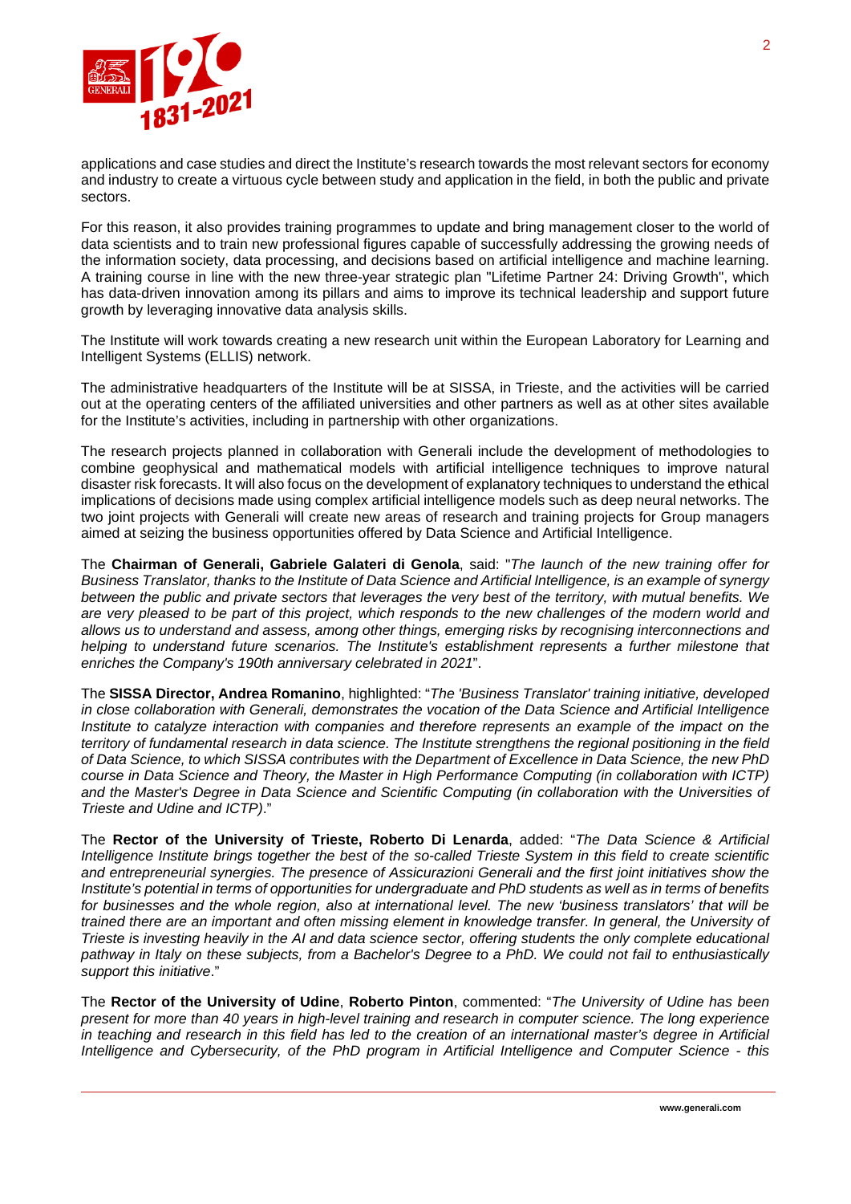applications and case studies and direct the Institute's research towards the most relevant sectors for economy and industry to create a virtuous cycle between study and application in the field, in both the public and private sectors.

For this reason, it also provides training programmes to update and bring management closer to the world of data scientists and to train new professional figures capable of successfully addressing the growing needs of the information society, data processing, and decisions based on artificial intelligence and machine learning. A training course in line with the new three-year strategic plan "Lifetime Partner 24: Driving Growth", which has data-driven innovation among its pillars and aims to improve its technical leadership and support future growth by leveraging innovative data analysis skills.

The Institute will work towards creating a new research unit within the European Laboratory for Learning and Intelligent Systems (ELLIS) network.

The administrative headquarters of the Institute will be at SISSA, in Trieste, and the activities will be carried out at the operating centers of the affiliated universities and other partners as well as at other sites available for the Institute's activities, including in partnership with other organizations.

The research projects planned in collaboration with Generali include the development of methodologies to combine geophysical and mathematical models with artificial intelligence techniques to improve natural disaster risk forecasts. It will also focus on the development of explanatory techniques to understand the ethical implications of decisions made using complex artificial intelligence models such as deep neural networks. The two joint projects with Generali will create new areas of research and training projects for Group managers aimed at seizing the business opportunities offered by Data Science and Artificial Intelligence.

The **Chairman of Generali, Gabriele Galateri di Genola**, said: "*The launch of the new training offer for Business Translator, thanks to the Institute of Data Science and Artificial Intelligence, is an example of synergy between the public and private sectors that leverages the very best of the territory, with mutual benefits. We are very pleased to be part of this project, which responds to the new challenges of the modern world and allows us to understand and assess, among other things, emerging risks by recognising interconnections and helping to understand future scenarios. The Institute's establishment represents a further milestone that enriches the Company's 190th anniversary celebrated in 2021*".

The **SISSA Director, Andrea Romanino**, highlighted: "*The 'Business Translator' training initiative, developed in close collaboration with Generali, demonstrates the vocation of the Data Science and Artificial Intelligence Institute to catalyze interaction with companies and therefore represents an example of the impact on the territory of fundamental research in data science. The Institute strengthens the regional positioning in the field of Data Science, to which SISSA contributes with the Department of Excellence in Data Science, the new PhD course in Data Science and Theory, the Master in High Performance Computing (in collaboration with ICTP) and the Master's Degree in Data Science and Scientific Computing (in collaboration with the Universities of Trieste and Udine and ICTP)*."

The **Rector of the University of Trieste, Roberto Di Lenarda**, added: "*The Data Science & Artificial Intelligence Institute brings together the best of the so-called Trieste System in this field to create scientific and entrepreneurial synergies. The presence of Assicurazioni Generali and the first joint initiatives show the Institute's potential in terms of opportunities for undergraduate and PhD students as well as in terms of benefits for businesses and the whole region, also at international level. The new 'business translators' that will be trained there are an important and often missing element in knowledge transfer. In general, the University of Trieste is investing heavily in the AI and data science sector, offering students the only complete educational pathway in Italy on these subjects, from a Bachelor's Degree to a PhD. We could not fail to enthusiastically support this initiative*."

The **Rector of the University of Udine**, **Roberto Pinton**, commented: "*The University of Udine has been present for more than 40 years in high-level training and research in computer science. The long experience in teaching and research in this field has led to the creation of an international master's degree in Artificial Intelligence and Cybersecurity, of the PhD program in Artificial Intelligence and Computer Science - this*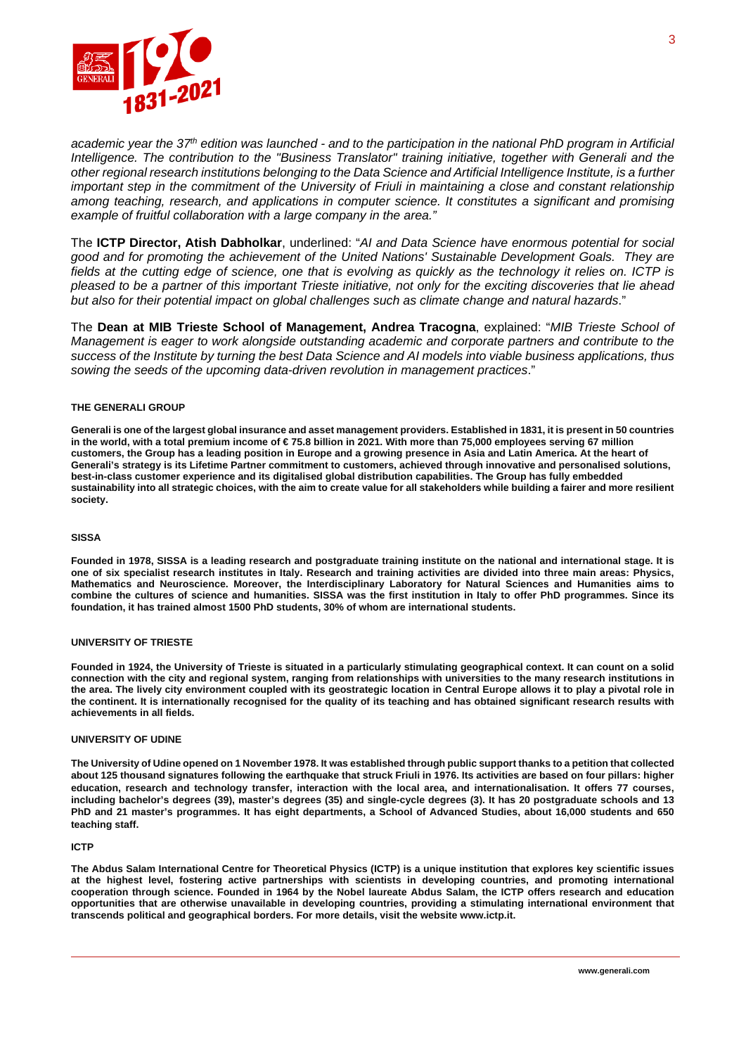*academic year the 37th edition was launched - and to the participation in the national PhD program in Artificial Intelligence. The contribution to the "Business Translator" training initiative, together with Generali and the other regional research institutions belonging to the Data Science and Artificial Intelligence Institute, is a further important step in the commitment of the University of Friuli in maintaining a close and constant relationship among teaching, research, and applications in computer science. It constitutes a significant and promising example of fruitful collaboration with a large company in the area."*

The **ICTP Director, Atish Dabholkar**, underlined: "*AI and Data Science have enormous potential for social good and for promoting the achievement of the United Nations' Sustainable Development Goals. They are fields at the cutting edge of science, one that is evolving as quickly as the technology it relies on. ICTP is pleased to be a partner of this important Trieste initiative, not only for the exciting discoveries that lie ahead but also for their potential impact on global challenges such as climate change and natural hazards*."

The **Dean at MIB Trieste School of Management, Andrea Tracogna**, explained: "*MIB Trieste School of Management is eager to work alongside outstanding academic and corporate partners and contribute to the success of the Institute by turning the best Data Science and AI models into viable business applications, thus sowing the seeds of the upcoming data-driven revolution in management practices*."

**THE GENERALI GROUP**

**Generali is one of the largest global insurance and asset management providers. Established in 1831, it is present in 50 countries in the world, with a total premium income of € 75.8 billion in 2021. With more than 75,000 employees serving 67 million customers, the Group has a leading position in Europe and a growing presence in Asia and Latin America. At the heart of Generali's strategy is its Lifetime Partner commitment to customers, achieved through innovative and personalised solutions, best-in-class customer experience and its digitalised global distribution capabilities. The Group has fully embedded sustainability into all strategic choices, with the aim to create value for all stakeholders while building a fairer and more resilient society.**

**SISSA**

**Founded in 1978, SISSA is a leading research and postgraduate training institute on the national and international stage. It is one of six specialist research institutes in Italy. Research and training activities are divided into three main areas: Physics, Mathematics and Neuroscience. Moreover, the Interdisciplinary Laboratory for Natural Sciences and Humanities aims to combine the cultures of science and humanities. SISSA was the first institution in Italy to offer PhD programmes. Since its foundation, it has trained almost 1500 PhD students, 30% of whom are international students.**

**UNIVERSITY OF TRIESTE**

**Founded in 1924, the University of Trieste is situated in a particularly stimulating geographical context. It can count on a solid connection with the city and regional system, ranging from relationships with universities to the many research institutions in the area. The lively city environment coupled with its geostrategic location in Central Europe allows it to play a pivotal role in the continent. It is internationally recognised for the quality of its teaching and has obtained significant research results with achievements in all fields.**

**UNIVERSITY OF UDINE**

**The University of Udine opened on 1 November 1978. It was established through public support thanks to a petition that collected about 125 thousand signatures following the earthquake that struck Friuli in 1976. Its activities are based on four pillars: higher education, research and technology transfer, interaction with the local area, and internationalisation. It offers 77 courses, including bachelor's degrees (39), master's degrees (35) and single-cycle degrees (3). It has 20 postgraduate schools and 13 PhD and 21 master's programmes. It has eight departments, a School of Advanced Studies, about 16,000 students and 650 teaching staff.**

**ICTP**

**The Abdus Salam International Centre for Theoretical Physics (ICTP) is a unique institution that explores key scientific issues at the highest level, fostering active partnerships with scientists in developing countries, and promoting international cooperation through science. Founded in 1964 by the Nobel laureate Abdus Salam, the ICTP offers research and education opportunities that are otherwise unavailable in developing countries, providing a stimulating international environment that transcends political and geographical borders. For more details, visit the website www.ictp.it.**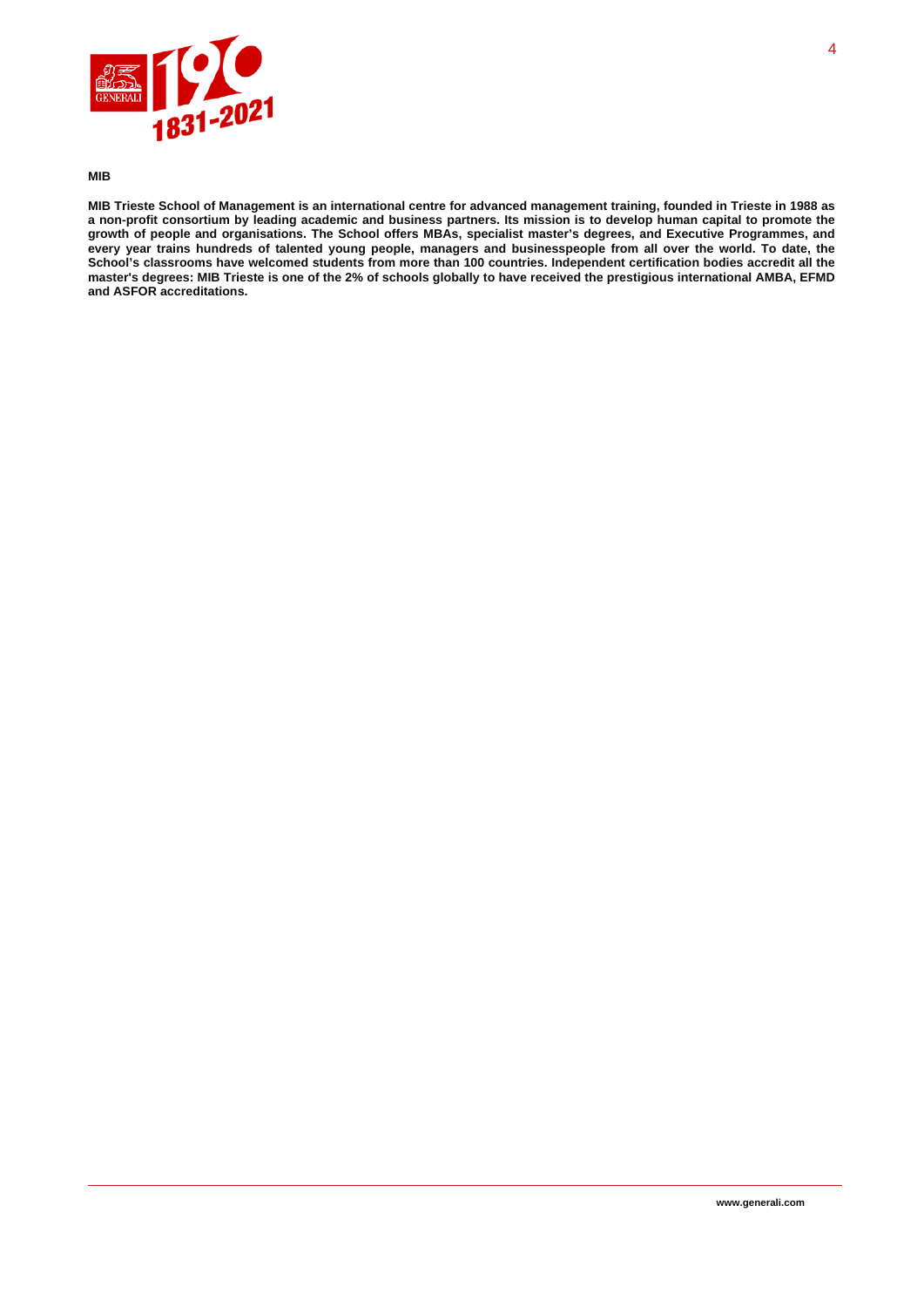**MIB**

**MIB Trieste School of Management is an international centre for advanced management training, founded in Trieste in 1988 as a non-profit consortium by leading academic and business partners. Its mission is to develop human capital to promote the growth of people and organisations. The School offers MBAs, specialist master's degrees, and Executive Programmes, and every year trains hundreds of talented young people, managers and businesspeople from all over the world. To date, the School's classrooms have welcomed students from more than 100 countries. Independent certification bodies accredit all the master's degrees: MIB Trieste is one of the 2% of schools globally to have received the prestigious international AMBA, EFMD and ASFOR accreditations.**